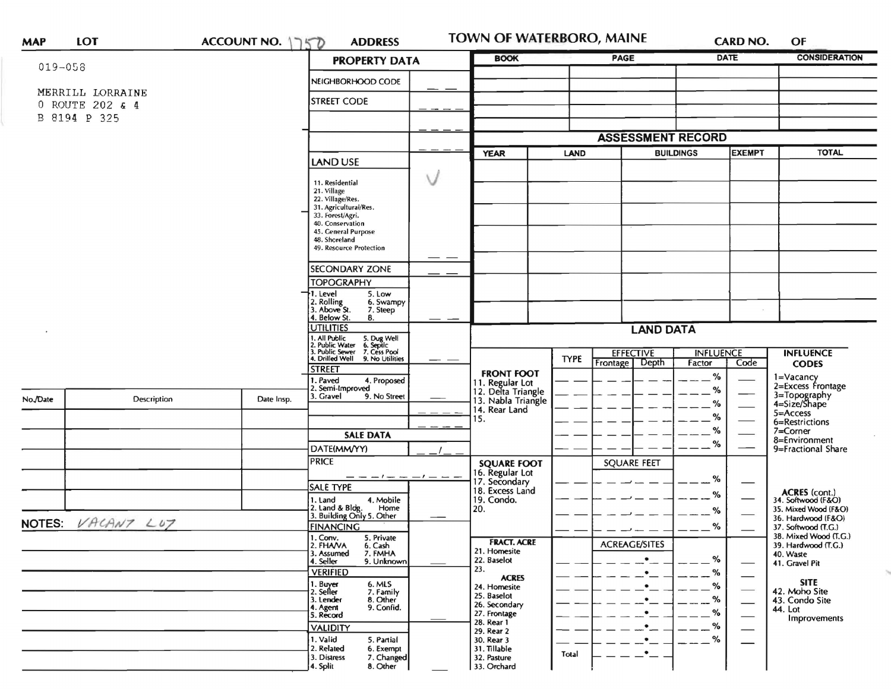**MAP** **LOT** **ACCOUNT NO.** 1758 **ADDRESS** **TOWN OF WATERBORO, MAINE** **CARD NO.** **OF**

019-058

MERRILL LORRAINE
0 ROUTE 202 & 4
B 8194 P 325

## PROPERTY DATA

| | |
|---|---|
| NEIGHBORHOOD CODE | |
| STREET CODE | |
| | |
| | |
| LAND USE | ✓ |
| 11. Residential<br>21. Village<br>22. Village/Res.<br>31. Agricultural/Res.<br>33. Forest/Agri.<br>40. Conservation<br>45. General Purpose<br>48. Shoreland<br>49. Resource Protection | |
| SECONDARY ZONE | |
| TOPOGRAPHY<br>1. Level 5. Low<br>2. Rolling 6. Swampy<br>3. Above St. 7. Steep<br>4. Below St. 8. | |
| UTILITIES<br>1. All Public 5. Dug Well<br>2. Public Water 6. Septic<br>3. Public Sewer 7. Cess Pool<br>4. Drilled Well 9. No Utilities | |
| STREET<br>1. Paved 4. Proposed<br>2. Semi-Improved<br>3. Gravel 9. No Street | |

## SALE DATA

| | |
|---|---|
| DATE(MM/YY) | |
| PRICE | |
| SALE TYPE<br>1. Land 4. Mobile Home<br>2. Land & Bldg. 5. Other<br>3. Building Only | |
| FINANCING<br>1. Conv. 5. Private<br>2. FHA/VA 6. Cash<br>3. Assumed 7. FMHA<br>4. Seller 9. Unknown | |
| VERIFIED<br>1. Buyer 6. MLS<br>2. Seller 7. Family<br>3. Lender 8. Other<br>4. Agent 9. Confid.<br>5. Record | |
| VALIDITY<br>1. Valid 5. Partial<br>2. Related 6. Exempt<br>3. Distress 7. Changed<br>4. Split 8. Other | |

| BOOK | PAGE | DATE | CONSIDERATION |
|---|---|---|---|
| | | | |
| | | | |
| | | | |
| | | | |

## ASSESSMENT RECORD

| YEAR | LAND | BUILDINGS | EXEMPT | TOTAL |
|---|---|---|---|---|
| | | | | |
| | | | | |
| | | | | |
| | | | | |
| | | | | |
| | | | | |
| | | | | |

| No./Date | Description | Date Insp. |
|---|---|---|
| | | |
| | | |
| | | |
| | | |
| | | |

**NOTES:** VACANT LOT

## LAND DATA

| | TYPE | EFFECTIVE Frontage | EFFECTIVE Depth | INFLUENCE Factor | INFLUENCE Code | INFLUENCE CODES |
|---|---|---|---|---|---|---|
| **FRONT FOOT**<br>11. Regular Lot<br>12. Delta Triangle<br>13. Nabla Triangle<br>14. Rear Land<br>15. | | | | % | | 1=Vacancy<br>2=Excess Frontage<br>3=Topography<br>4=Size/Shape<br>5=Access<br>6=Restrictions<br>7=Corner<br>8=Environment<br>9=Fractional Share |
| **SQUARE FOOT**<br>16. Regular Lot<br>17. Secondary<br>18. Excess Land<br>19. Condo.<br>20. | | SQUARE FEET | | % | | **ACRES (cont.)**<br>34. Softwood (F&O)<br>35. Mixed Wood (F&O)<br>36. Hardwood (F&O)<br>37. Softwood (T.G.)<br>38. Mixed Wood (T.G.)<br>39. Hardwood (T.G.)<br>40. Waste<br>41. Gravel Pit |
| **FRACT. ACRE**<br>21. Homesite<br>22. Baselot<br>23.<br>**ACRES**<br>24. Homesite<br>25. Baselot<br>26. Secondary<br>27. Frontage<br>28. Rear 1<br>29. Rear 2<br>30. Rear 3<br>31. Tillable<br>32. Pasture<br>33. Orchard | Total | ACREAGE/SITES | | % | | **SITE**<br>42. Moho Site<br>43. Condo Site<br>44. Lot Improvements |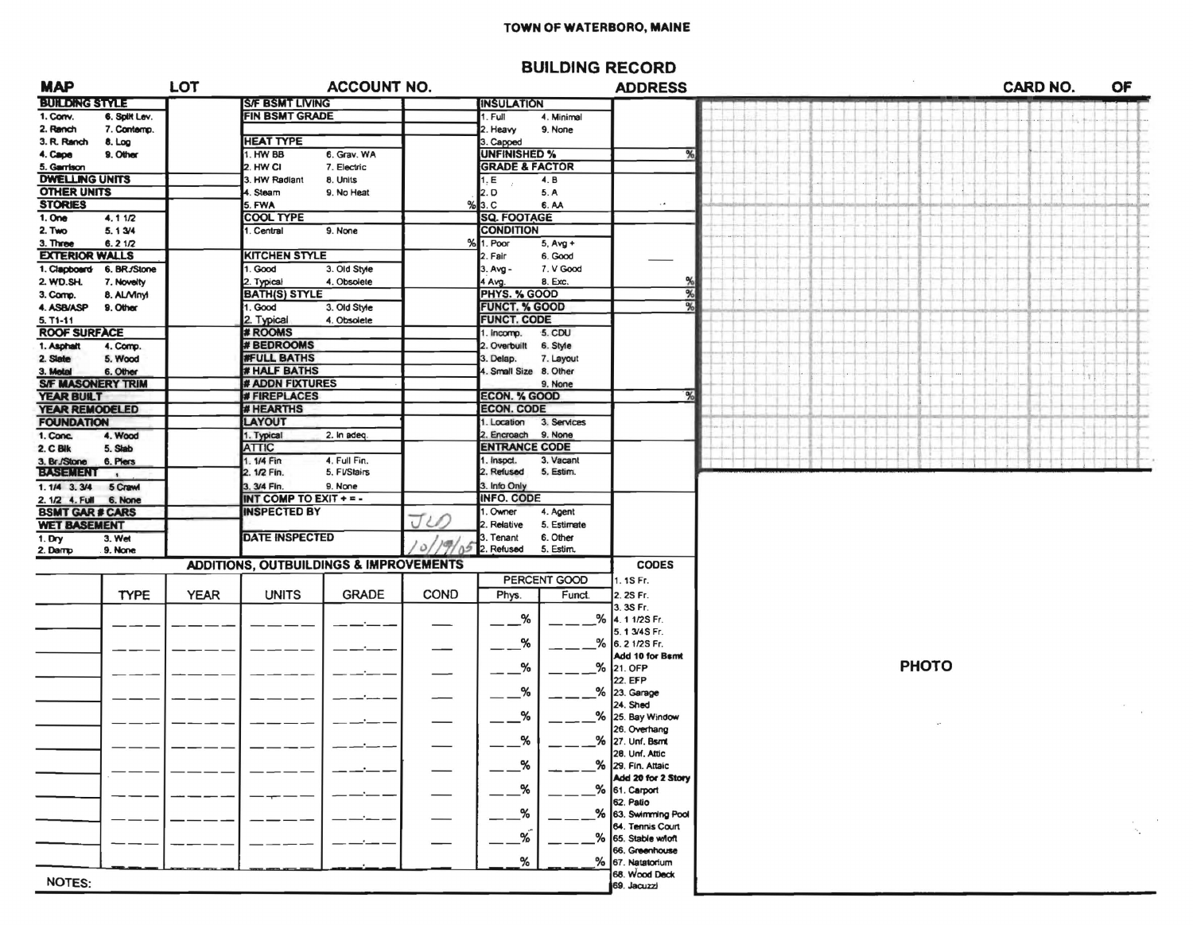TOWN OF WATERBORO, MAINE

# BUILDING RECORD

MAP | LOT | ACCOUNT NO. | ADDRESS | CARD NO. | OF

| | | | | | |
|---|---|---|---|---|---|
| **BUILDING STYLE**<br>1. Conv. 6. Split Lev.<br>2. Ranch 7. Contemp.<br>3. R. Ranch 8. Log<br>4. Cape 9. Other<br>5. Garrison | | **S/F BSMT LIVING** | | **INSULATION**<br>1. Full 4. Minimal<br>2. Heavy 9. None<br>3. Capped | |
| **DWELLING UNITS** | | **FIN BSMT GRADE** | | **UNFINISHED %** | % |
| **OTHER UNITS** | | **HEAT TYPE**<br>1. HW BB 6. Grav. WA<br>2. HW CI 7. Electric<br>3. HW Radiant 8. Units<br>4. Steam 9. No Heat<br>5. FWA | % | **GRADE & FACTOR**<br>1. E 4. B<br>2. D 5. A<br>3. C 6. AA | |
| **STORIES**<br>1. One 4. 1 1/2<br>2. Two 5. 1 3/4<br>3. Three 6. 2 1/2 | | **COOL TYPE**<br>1. Central 9. None | % | **SQ. FOOTAGE** | |
| **EXTERIOR WALLS**<br>1. Clapboard 6. BR./Stone<br>2. WD.SH. 7. Novelty<br>3. Comp. 8. AL/Vinyl<br>4. ASB/ASP 9. Other<br>5. T1-11 | | **KITCHEN STYLE**<br>1. Good 3. Old Style<br>2. Typical 4. Obsolete | | **CONDITION**<br>1. Poor 5. Avg +<br>2. Fair 6. Good<br>3. Avg - 7. V Good<br>4 Avg. 8. Exc. | % |
| | | **BATH(S) STYLE**<br>1. Good 3. Old Style<br>2. Typical 4. Obsolete | | **PHYS. % GOOD** | % |
| | | | | **FUNCT. % GOOD** | % |
| **ROOF SURFACE**<br>1. Asphalt 4. Comp.<br>2. Slate 5. Wood<br>3. Metal 6. Other | | **# ROOMS** | | **FUNCT. CODE**<br>1. Incomp. 5. CDU<br>2. Overbuilt 6. Style<br>3. Delap. 7. Layout<br>4. Small Size 8. Other<br>9. None | |
| | | **# BEDROOMS** | | | |
| | | **#FULL BATHS** | | | |
| | | **# HALF BATHS** | | | |
| **S/F MASONERY TRIM** | | **# ADDN FIXTURES** | | | |
| **YEAR BUILT** | | **# FIREPLACES** | | **ECON. % GOOD** | % |
| **YEAR REMODELED** | | **# HEARTHS** | | **ECON. CODE**<br>1. Location 3. Services<br>2. Encroach 9. None | |
| **FOUNDATION**<br>1. Conc. 4. Wood<br>2. C Blk 5. Slab<br>3. Br./Stone 6. Piers | | **LAYOUT**<br>1. Typical 2. In adeq. | | | |
| **BASEMENT**<br>1. 1/4 3. 3/4 5 Crawl<br>2. 1/2 4. Full 6. None | | **ATTIC**<br>1. 1/4 Fin 4. Full Fin.<br>2. 1/2 Fin. 5. Fl/Stairs<br>3. 3/4 Fin. 9. None | | **ENTRANCE CODE**<br>1. Inspct. 3. Vacant<br>2. Refused 5. Estim.<br>3. Info Only | |
| **BSMT GAR # CARS** | | **INT COMP TO EXIT + = -** | | **INFO. CODE**<br>1. Owner 4. Agent<br>2. Relative 5. Estimate<br>3. Tenant 6. Other | |
| **WET BASEMENT**<br>1. Dry 3. Wet<br>2. Damp 9. None | | **INSPECTED BY** | JLD | | |
| | | **DATE INSPECTED** | 10/19/05 | 2. Refused 5. Estim. | |

## ADDITIONS, OUTBUILDINGS & IMPROVEMENTS

| | TYPE | YEAR | UNITS | GRADE | COND | PERCENT GOOD Phys. | PERCENT GOOD Funct. |
|---|---|---|---|---|---|---|---|
| | | | | | | % | % |
| | | | | | | % | % |
| | | | | | | % | % |
| | | | | | | % | % |
| | | | | | | % | % |
| | | | | | | % | % |
| | | | | | | % | % |
| | | | | | | % | % |
| | | | | | | % | % |
| | | | | | | % | % |
| | | | | | | % | % |

**CODES**
1. 1S Fr.
2. 2S Fr.
3. 3S Fr.
4. 1 1/2S Fr.
5. 1 3/4S Fr.
6. 2 1/2S Fr.

**Add 10 for Bsmt**
21. OFP
22. EFP
23. Garage
24. Shed
25. Bay Window
26. Overhang
27. Unf. Bsmt
28. Unf. Attic
29. Fin. Attaic

**Add 20 for 2 Story**
61. Carport
62. Patio
63. Swimming Pool
64. Tennis Court
65. Stable w/loft
66. Greenhouse
67. Natatorium
68. Wood Deck
69. Jacuzzi

NOTES:

PHOTO